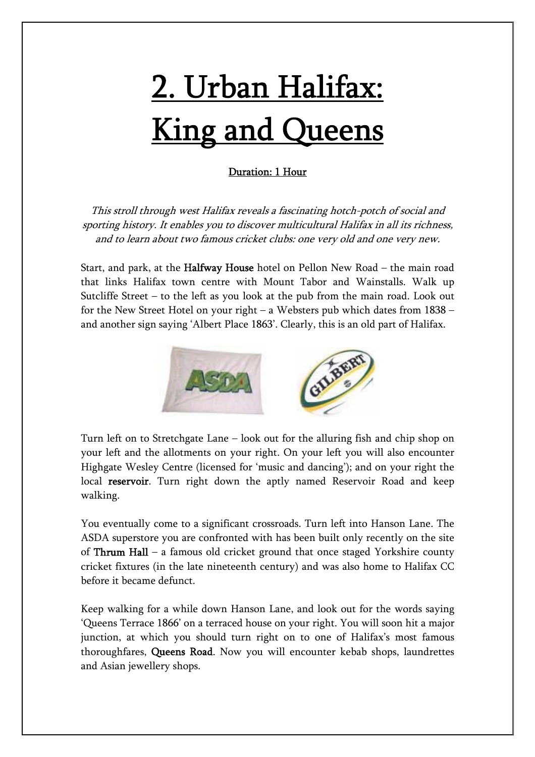# 2. Urban Halifax: King and Queens

Duration: 1 Hour

*This stroll through west Halifax reveals a fascinating hotch-potch of social and sporting history. It enables you to discover multicultural Halifax in all its richness, and to learn about two famous cricket clubs: one very old and one very new.*

Start, and park, at the **Halfway House** hotel on Pellon New Road – the main road that links Halifax town centre with Mount Tabor and Wainstalls. Walk up Sutcliffe Street – to the left as you look at the pub from the main road. Look out for the New Street Hotel on your right – a Websters pub which dates from 1838 – and another sign saying 'Albert Place 1863'. Clearly, this is an old part of Halifax.

Turn left on to Stretchgate Lane – look out for the alluring fish and chip shop on your left and the allotments on your right. On your left you will also encounter Highgate Wesley Centre (licensed for 'music and dancing'); and on your right the local **reservoir**. Turn right down the aptly named Reservoir Road and keep walking.

You eventually come to a significant crossroads. Turn left into Hanson Lane. The ASDA superstore you are confronted with has been built only recently on the site of **Thrum Hall** – a famous old cricket ground that once staged Yorkshire county cricket fixtures (in the late nineteenth century) and was also home to Halifax CC before it became defunct.

Keep walking for a while down Hanson Lane, and look out for the words saying 'Queens Terrace 1866' on a terraced house on your right. You will soon hit a major junction, at which you should turn right on to one of Halifax's most famous thoroughfares, **Queens Road**. Now you will encounter kebab shops, laundrettes and Asian jewellery shops.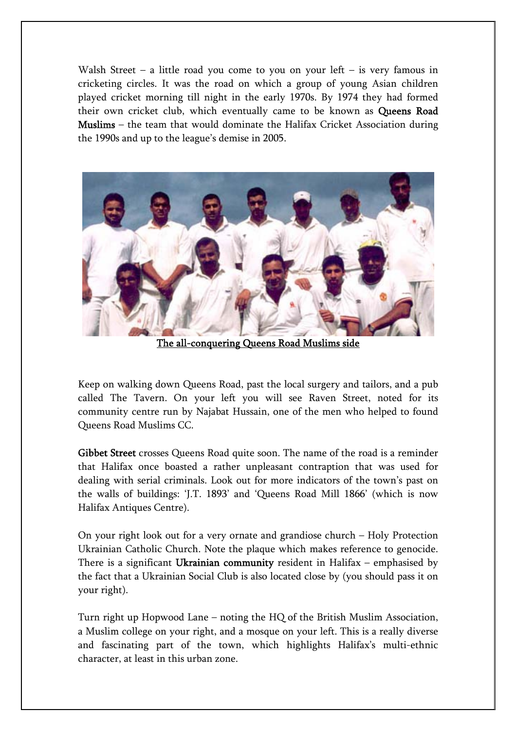Walsh Street – a little road you come to you on your left – is very famous in cricketing circles. It was the road on which a group of young Asian children played cricket morning till night in the early 1970s. By 1974 they had formed their own cricket club, which eventually came to be known as **Queens Road Muslims** – the team that would dominate the Halifax Cricket Association during the 1990s and up to the league's demise in 2005.

The all-conquering Queens Road Muslims side

Keep on walking down Queens Road, past the local surgery and tailors, and a pub called The Tavern. On your left you will see Raven Street, noted for its community centre run by Najabat Hussain, one of the men who helped to found Queens Road Muslims CC.

**Gibbet Street** crosses Queens Road quite soon. The name of the road is a reminder that Halifax once boasted a rather unpleasant contraption that was used for dealing with serial criminals. Look out for more indicators of the town's past on the walls of buildings: 'J.T. 1893' and 'Queens Road Mill 1866' (which is now Halifax Antiques Centre).

On your right look out for a very ornate and grandiose church – Holy Protection Ukrainian Catholic Church. Note the plaque which makes reference to genocide. There is a significant **Ukrainian community** resident in Halifax – emphasised by the fact that a Ukrainian Social Club is also located close by (you should pass it on your right).

Turn right up Hopwood Lane – noting the HQ of the British Muslim Association, a Muslim college on your right, and a mosque on your left. This is a really diverse and fascinating part of the town, which highlights Halifax's multi-ethnic character, at least in this urban zone.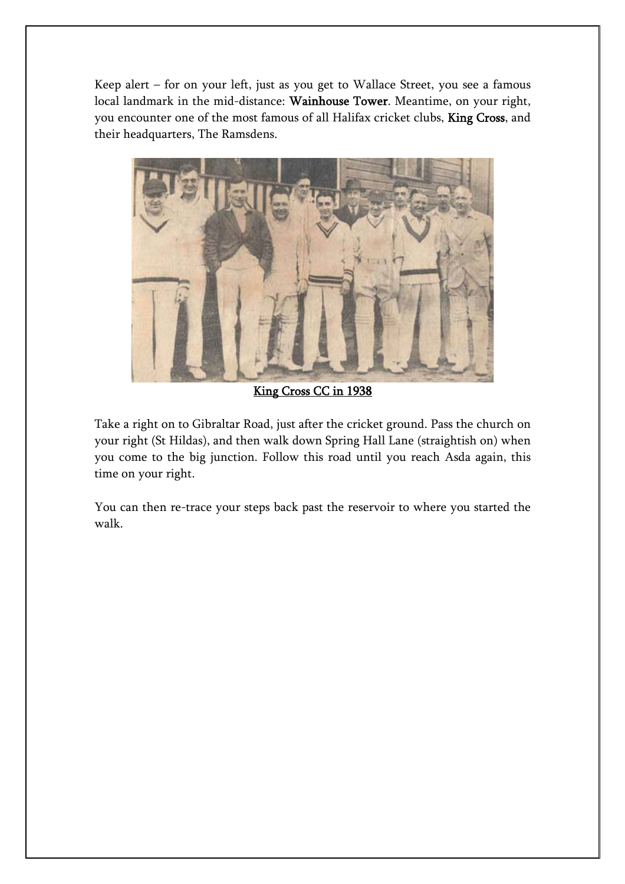Keep alert – for on your left, just as you get to Wallace Street, you see a famous local landmark in the mid-distance: **Wainhouse Tower**. Meantime, on your right, you encounter one of the most famous of all Halifax cricket clubs, **King Cross**, and their headquarters, The Ramsdens.

King Cross CC in 1938

Take a right on to Gibraltar Road, just after the cricket ground. Pass the church on your right (St Hildas), and then walk down Spring Hall Lane (straightish on) when you come to the big junction. Follow this road until you reach Asda again, this time on your right.

You can then re-trace your steps back past the reservoir to where you started the walk.